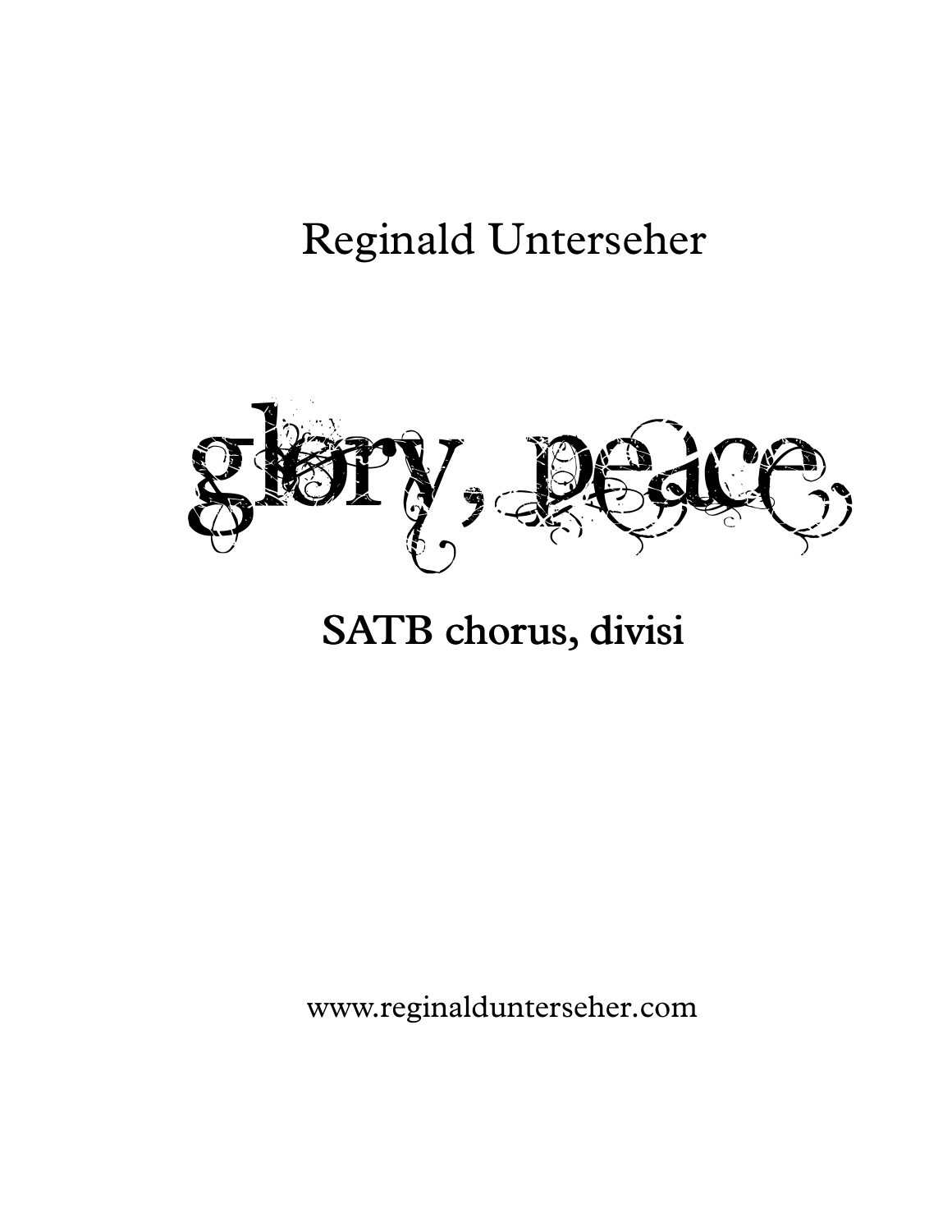Reginald Unterseher

# glory, peace,

**SATB chorus, divisi**

www.reginaldunterseher.com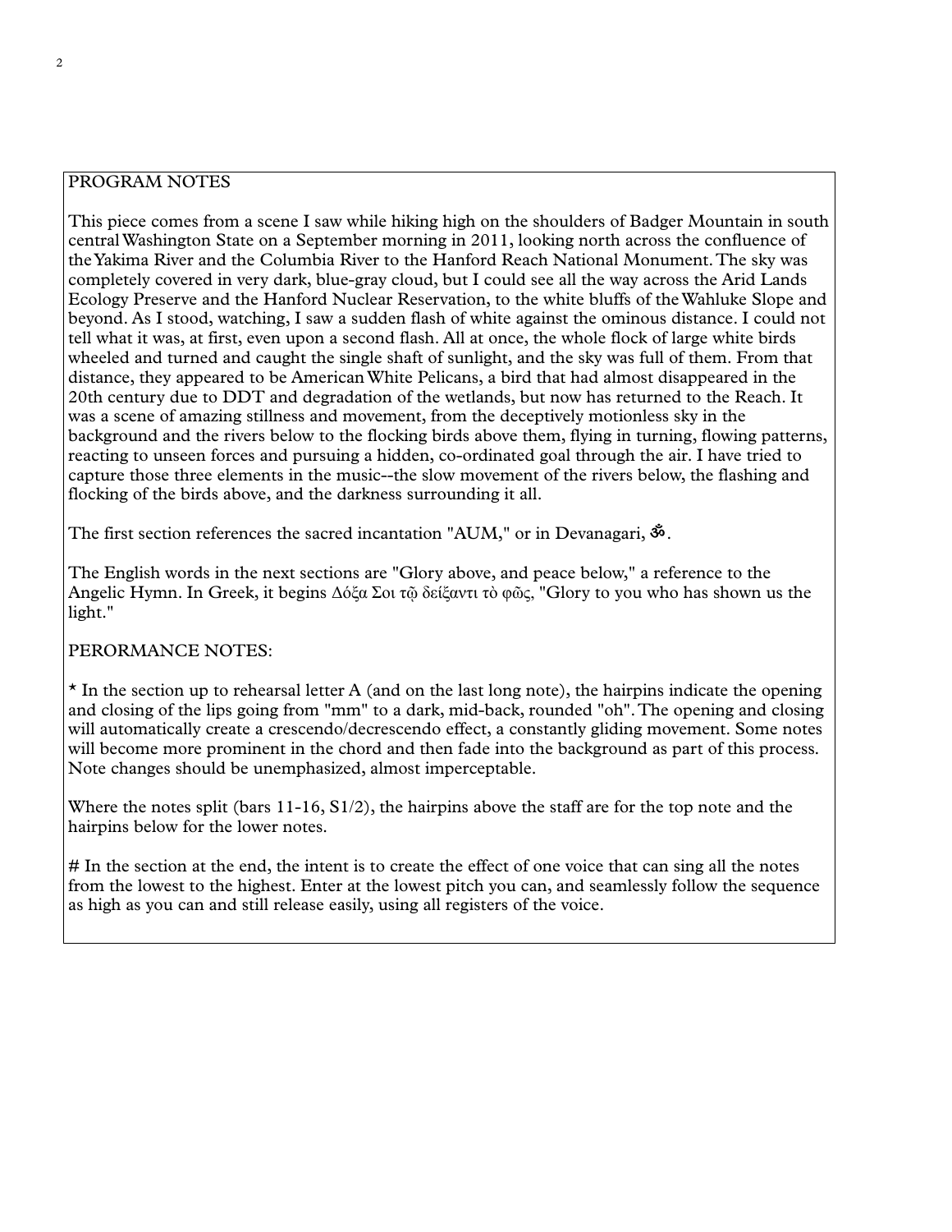## PROGRAM NOTES

This piece comes from a scene I saw while hiking high on the shoulders of Badger Mountain in south central Washington State on a September morning in 2011, looking north across the confluence of the Yakima River and the Columbia River to the Hanford Reach National Monument. The sky was completely covered in very dark, blue-gray cloud, but I could see all the way across the Arid Lands Ecology Preserve and the Hanford Nuclear Reservation, to the white bluffs of the Wahluke Slope and beyond. As I stood, watching, I saw a sudden flash of white against the ominous distance. I could not tell what it was, at first, even upon a second flash. All at once, the whole flock of large white birds wheeled and turned and caught the single shaft of sunlight, and the sky was full of them. From that distance, they appeared to be American White Pelicans, a bird that had almost disappeared in the 20th century due to DDT and degradation of the wetlands, but now has returned to the Reach. It was a scene of amazing stillness and movement, from the deceptively motionless sky in the background and the rivers below to the flocking birds above them, flying in turning, flowing patterns, reacting to unseen forces and pursuing a hidden, co-ordinated goal through the air. I have tried to capture those three elements in the music--the slow movement of the rivers below, the flashing and flocking of the birds above, and the darkness surrounding it all.

The first section references the sacred incantation "AUM," or in Devanagari, ॐ.

The English words in the next sections are "Glory above, and peace below," a reference to the Angelic Hymn. In Greek, it begins Δόξα Σοι τῷ δείξαντι τὸ φῶς, "Glory to you who has shown us the light."

## PERORMANCE NOTES:

* In the section up to rehearsal letter A (and on the last long note), the hairpins indicate the opening and closing of the lips going from "mm" to a dark, mid-back, rounded "oh". The opening and closing will automatically create a crescendo/decrescendo effect, a constantly gliding movement. Some notes will become more prominent in the chord and then fade into the background as part of this process. Note changes should be unemphasized, almost imperceptable.

Where the notes split (bars 11-16, S1/2), the hairpins above the staff are for the top note and the hairpins below for the lower notes.

# In the section at the end, the intent is to create the effect of one voice that can sing all the notes from the lowest to the highest. Enter at the lowest pitch you can, and seamlessly follow the sequence as high as you can and still release easily, using all registers of the voice.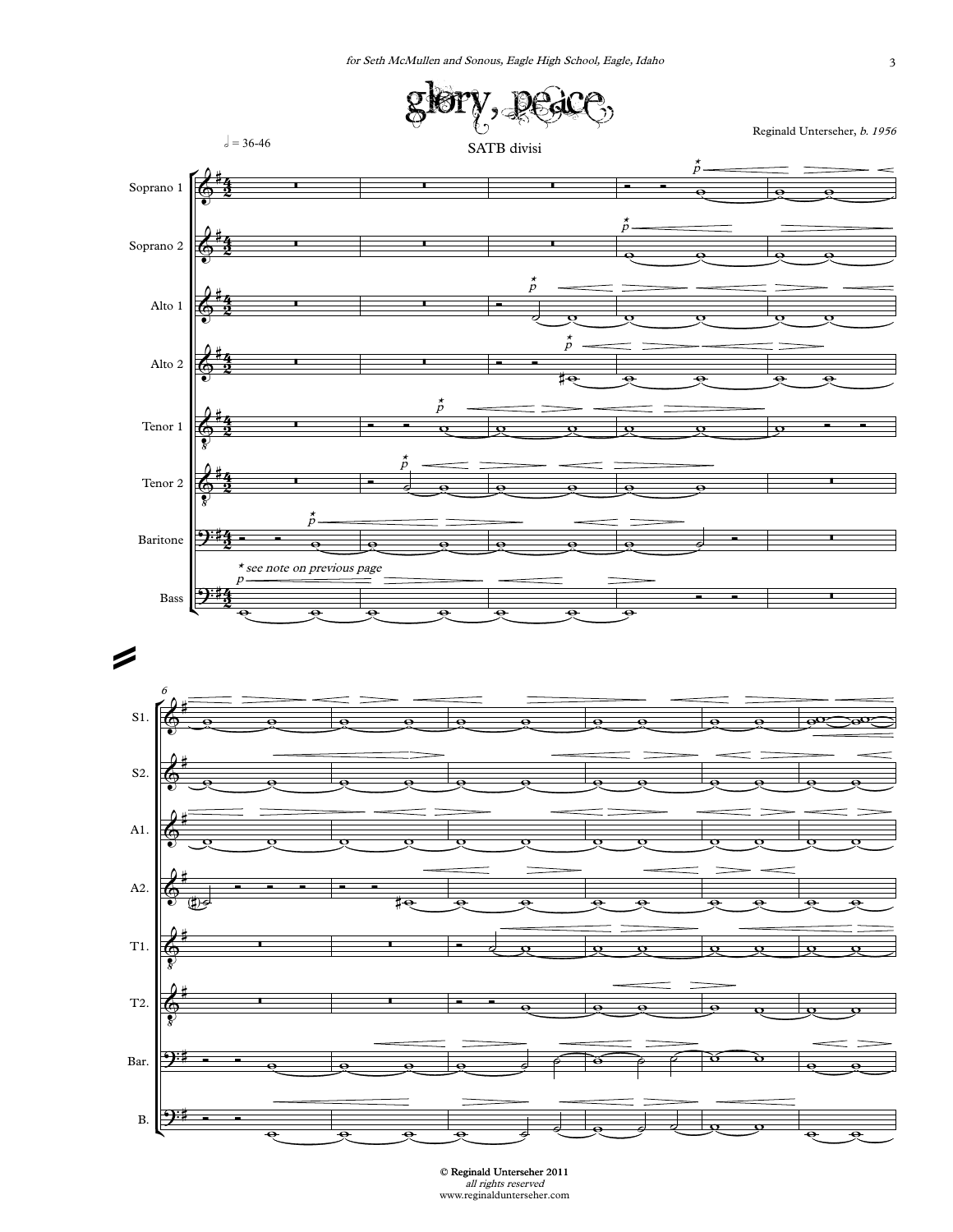*for Seth McMullen and Sonous, Eagle High School, Eagle, Idaho*

# glory, peace

Reginald Unterseher, *b. 1956*

𝅗𝅥 = 36-46

SATB divisi

Soprano 1, Soprano 2, Alto 1, Alto 2, Tenor 1, Tenor 2, Baritone, Bass

*\* see note on previous page*

© Reginald Unterseher 2011
*all rights reserved*
www.reginaldunterseher.com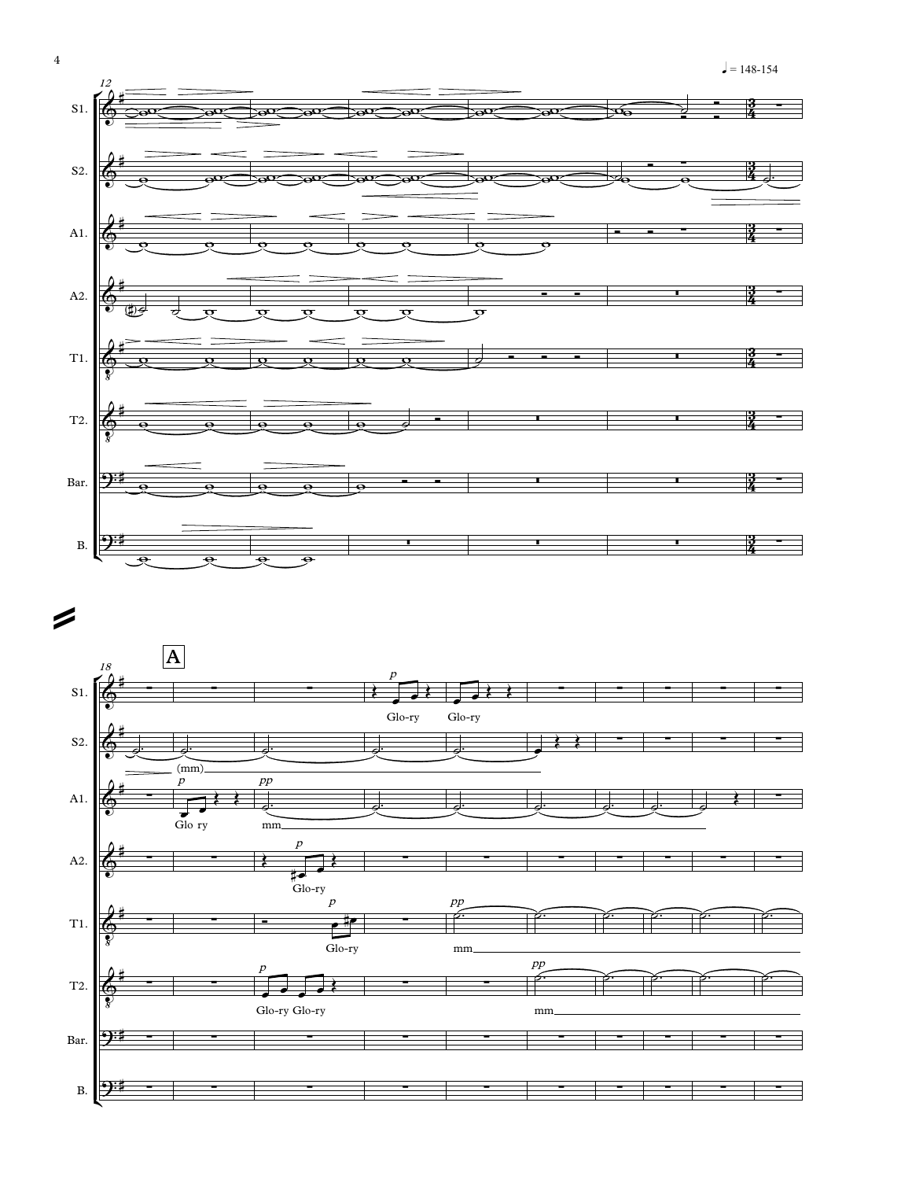♩ = 148-154

12

S1.

S2.

A1.

A2.

T1.

T2.

Bar.

B.

18

A

S1. *p* Glo-ry Glo-ry

S2. (mm)

A1. *p* Glo ry *pp* mm

A2. *p* Glo-ry

T1. *p* Glo-ry *pp* mm

T2. *p* Glo-ry Glo-ry *pp* mm

Bar.

B.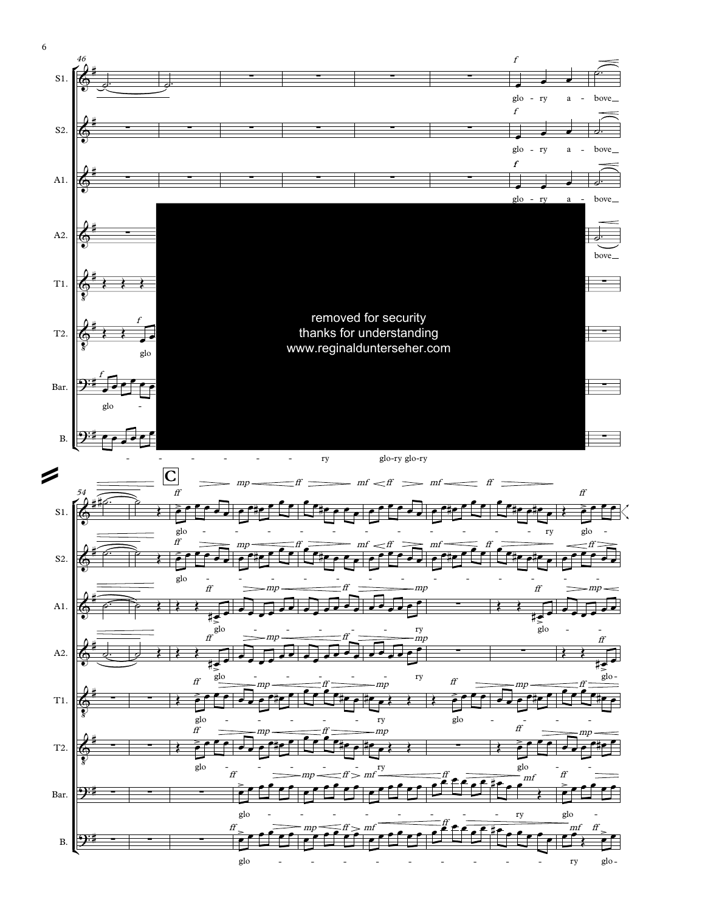removed for security
thanks for understanding
www.reginaldunterseher.com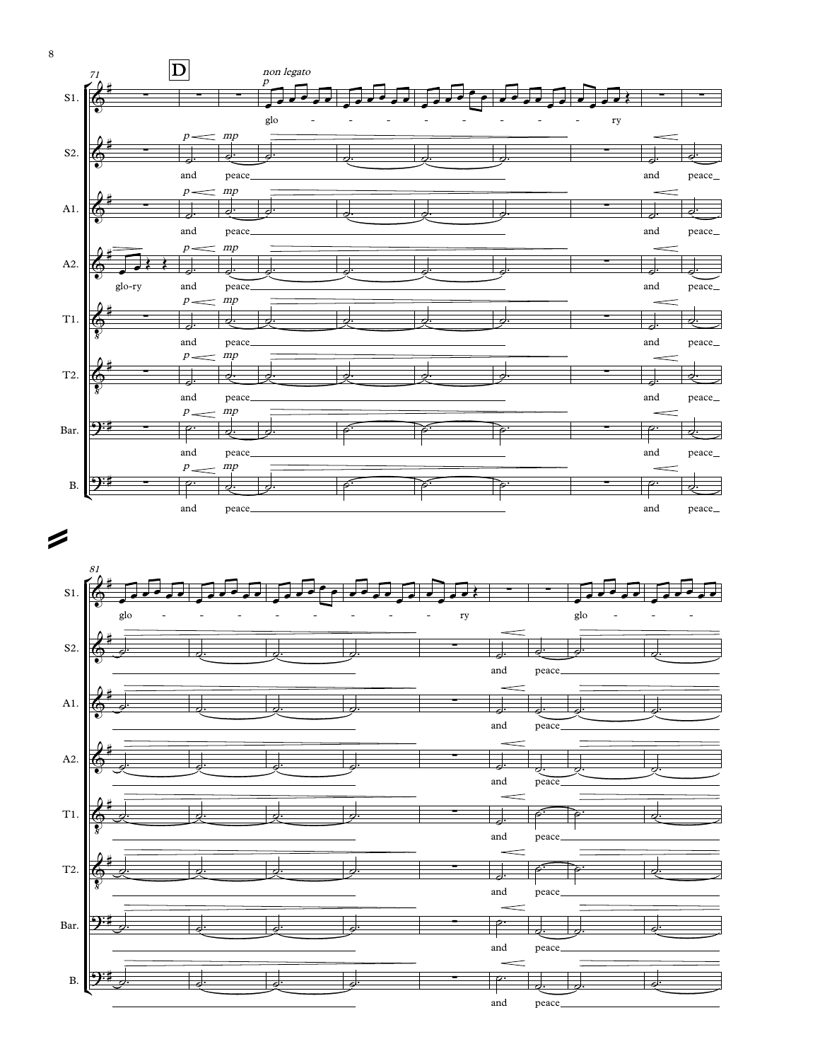**D**

*non legato*

S1. glo - - - - - - - - - ry

S2. and peace ___ and peace ___

A1. and peace ___ and peace ___

A2. glo-ry and peace ___ and peace ___

T1. and peace ___ and peace ___

T2. and peace ___ and peace ___

Bar. and peace ___ and peace ___

B. and peace ___ and peace ___

S1. glo - - - - - - - - - ry glo - - -

S2. and peace ___

A1. and peace ___

A2. and peace ___

T1. and peace ___

T2. and peace ___

Bar. and peace ___

B. and peace ___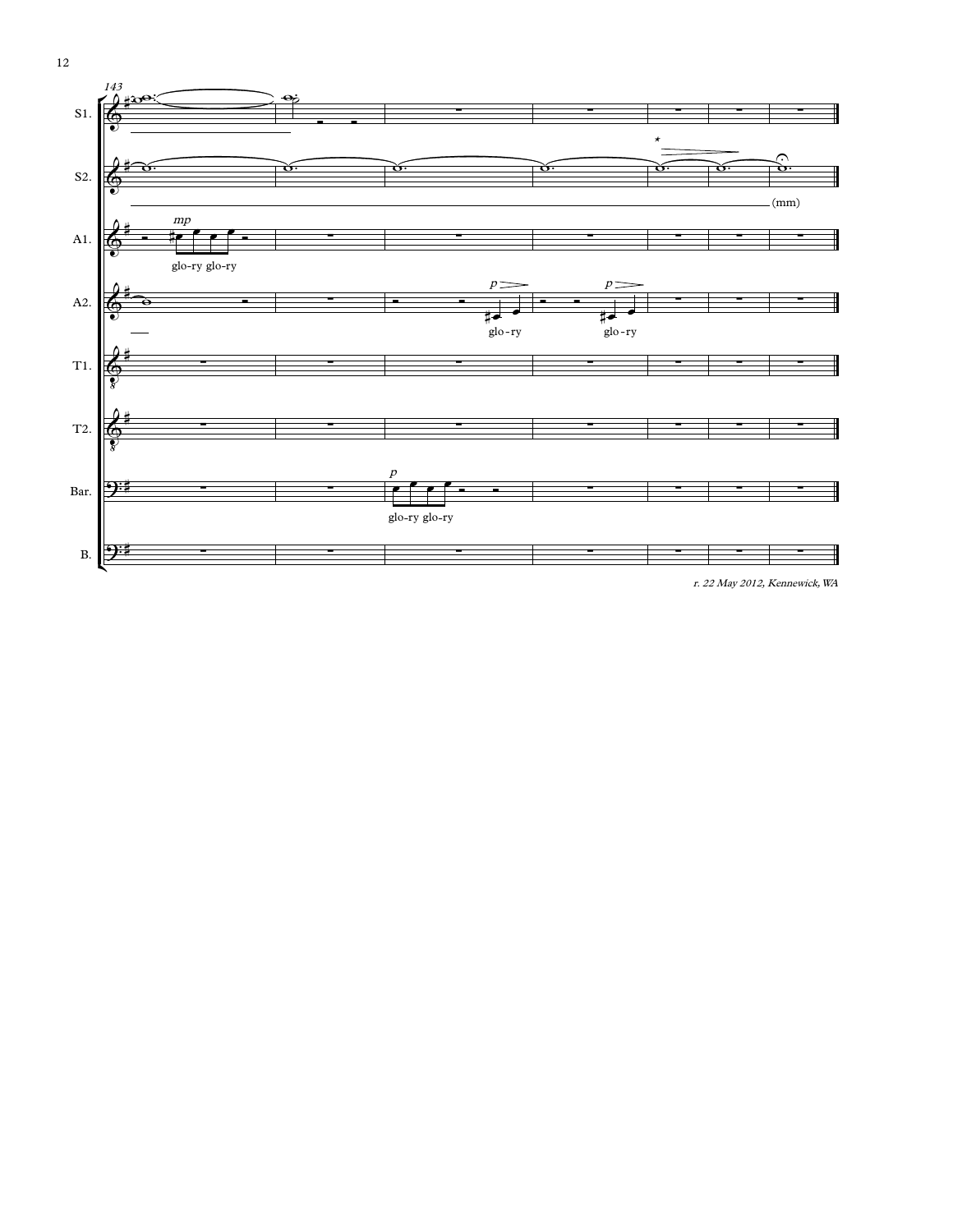*r. 22 May 2012, Kennewick, WA*